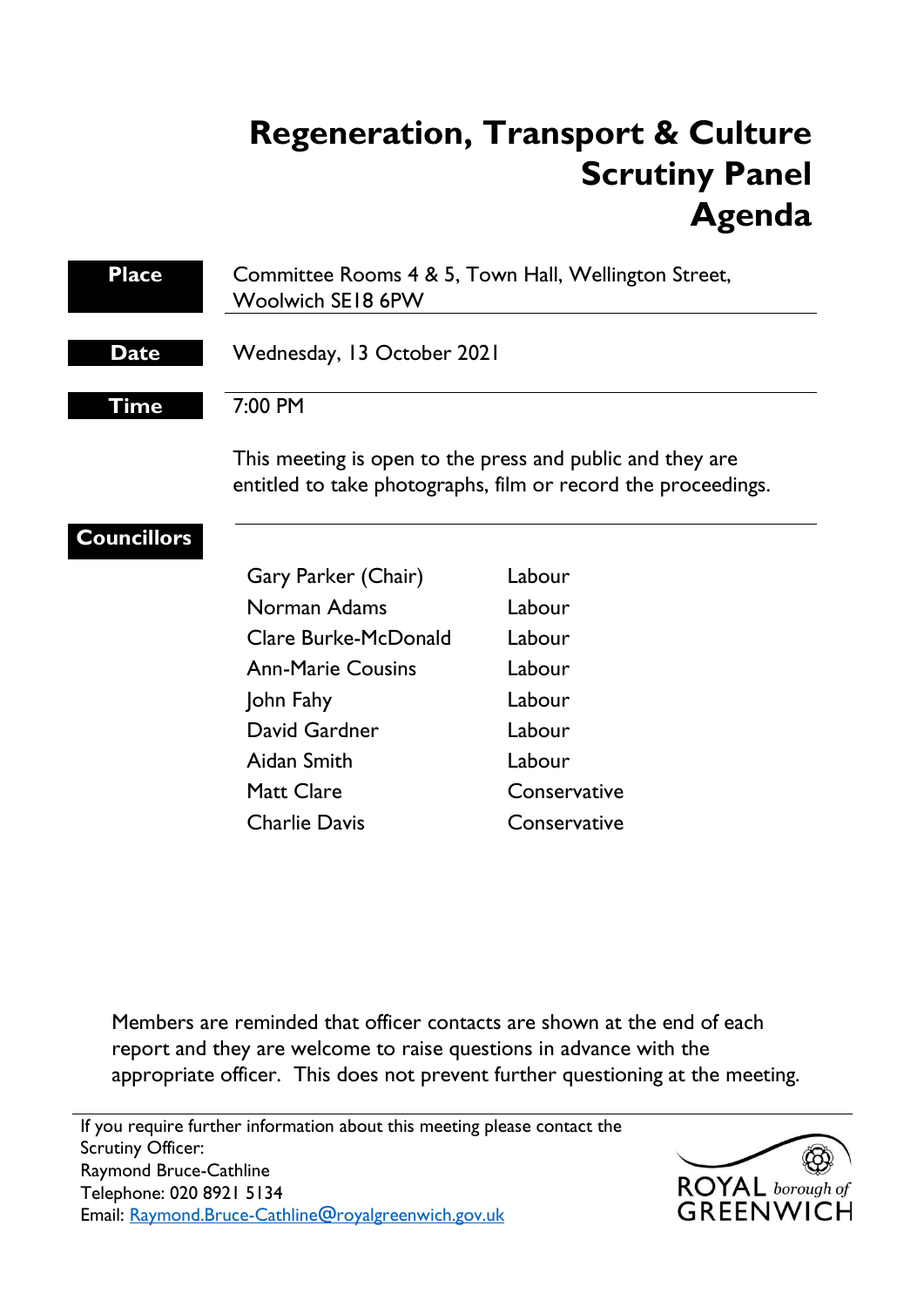# Regeneration, Transport & Culture Scrutiny Panel Agenda

**Place**
Committee Rooms 4 & 5, Town Hall, Wellington Street, Woolwich SE18 6PW

**Date**
Wednesday, 13 October 2021

**Time**
7:00 PM

This meeting is open to the press and public and they are entitled to take photographs, film or record the proceedings.

**Councillors**

| | |
|---|---|
| Gary Parker (Chair) | Labour |
| Norman Adams | Labour |
| Clare Burke-McDonald | Labour |
| Ann-Marie Cousins | Labour |
| John Fahy | Labour |
| David Gardner | Labour |
| Aidan Smith | Labour |
| Matt Clare | Conservative |
| Charlie Davis | Conservative |

Members are reminded that officer contacts are shown at the end of each report and they are welcome to raise questions in advance with the appropriate officer. This does not prevent further questioning at the meeting.

If you require further information about this meeting please contact the Scrutiny Officer:
Raymond Bruce-Cathline
Telephone: 020 8921 5134
Email: Raymond.Bruce-Cathline@royalgreenwich.gov.uk

ROYAL *borough of* GREENWICH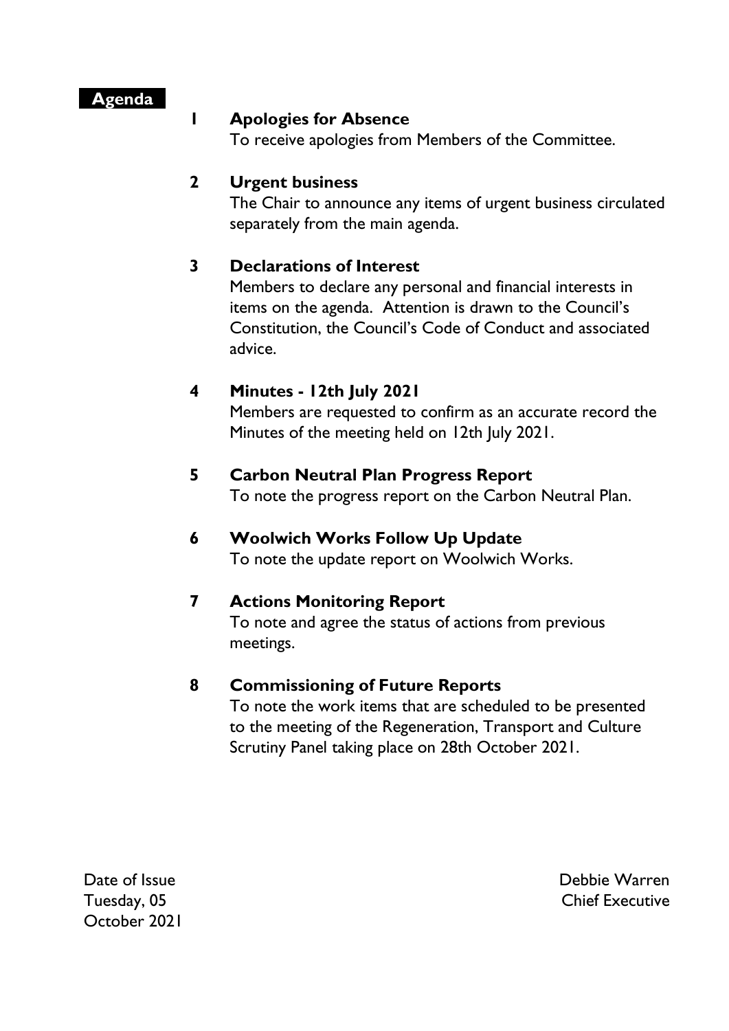## Agenda

**1 Apologies for Absence**

To receive apologies from Members of the Committee.

**2 Urgent business**

The Chair to announce any items of urgent business circulated separately from the main agenda.

**3 Declarations of Interest**

Members to declare any personal and financial interests in items on the agenda. Attention is drawn to the Council's Constitution, the Council's Code of Conduct and associated advice.

**4 Minutes - 12th July 2021**

Members are requested to confirm as an accurate record the Minutes of the meeting held on 12th July 2021.

**5 Carbon Neutral Plan Progress Report**

To note the progress report on the Carbon Neutral Plan.

**6 Woolwich Works Follow Up Update**

To note the update report on Woolwich Works.

**7 Actions Monitoring Report**

To note and agree the status of actions from previous meetings.

**8 Commissioning of Future Reports**

To note the work items that are scheduled to be presented to the meeting of the Regeneration, Transport and Culture Scrutiny Panel taking place on 28th October 2021.

Date of Issue
Tuesday, 05 October 2021

Debbie Warren
Chief Executive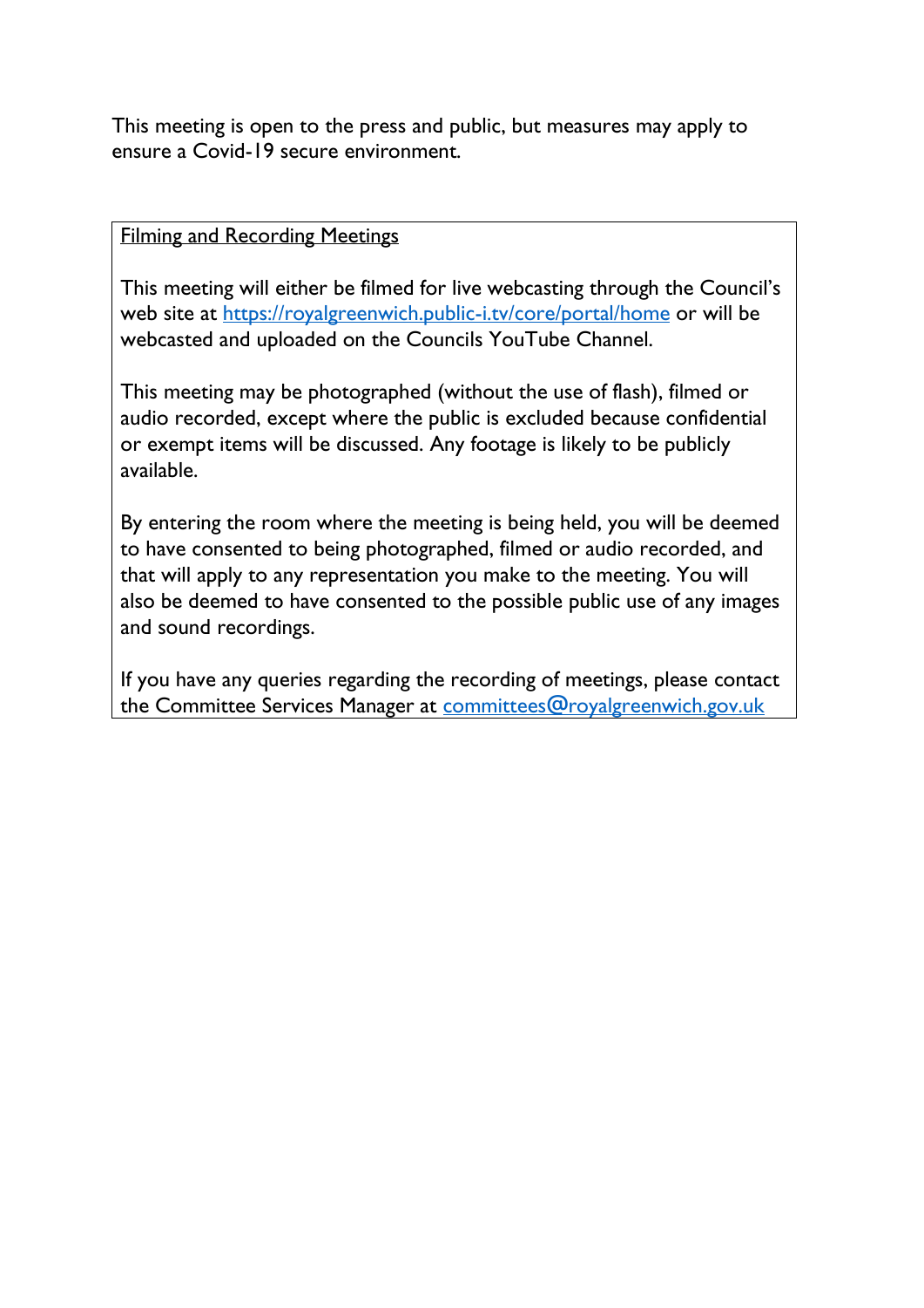This meeting is open to the press and public, but measures may apply to ensure a Covid-19 secure environment.

**Filming and Recording Meetings**

This meeting will either be filmed for live webcasting through the Council's web site at https://royalgreenwich.public-i.tv/core/portal/home or will be webcasted and uploaded on the Councils YouTube Channel.

This meeting may be photographed (without the use of flash), filmed or audio recorded, except where the public is excluded because confidential or exempt items will be discussed. Any footage is likely to be publicly available.

By entering the room where the meeting is being held, you will be deemed to have consented to being photographed, filmed or audio recorded, and that will apply to any representation you make to the meeting. You will also be deemed to have consented to the possible public use of any images and sound recordings.

If you have any queries regarding the recording of meetings, please contact the Committee Services Manager at committees@royalgreenwich.gov.uk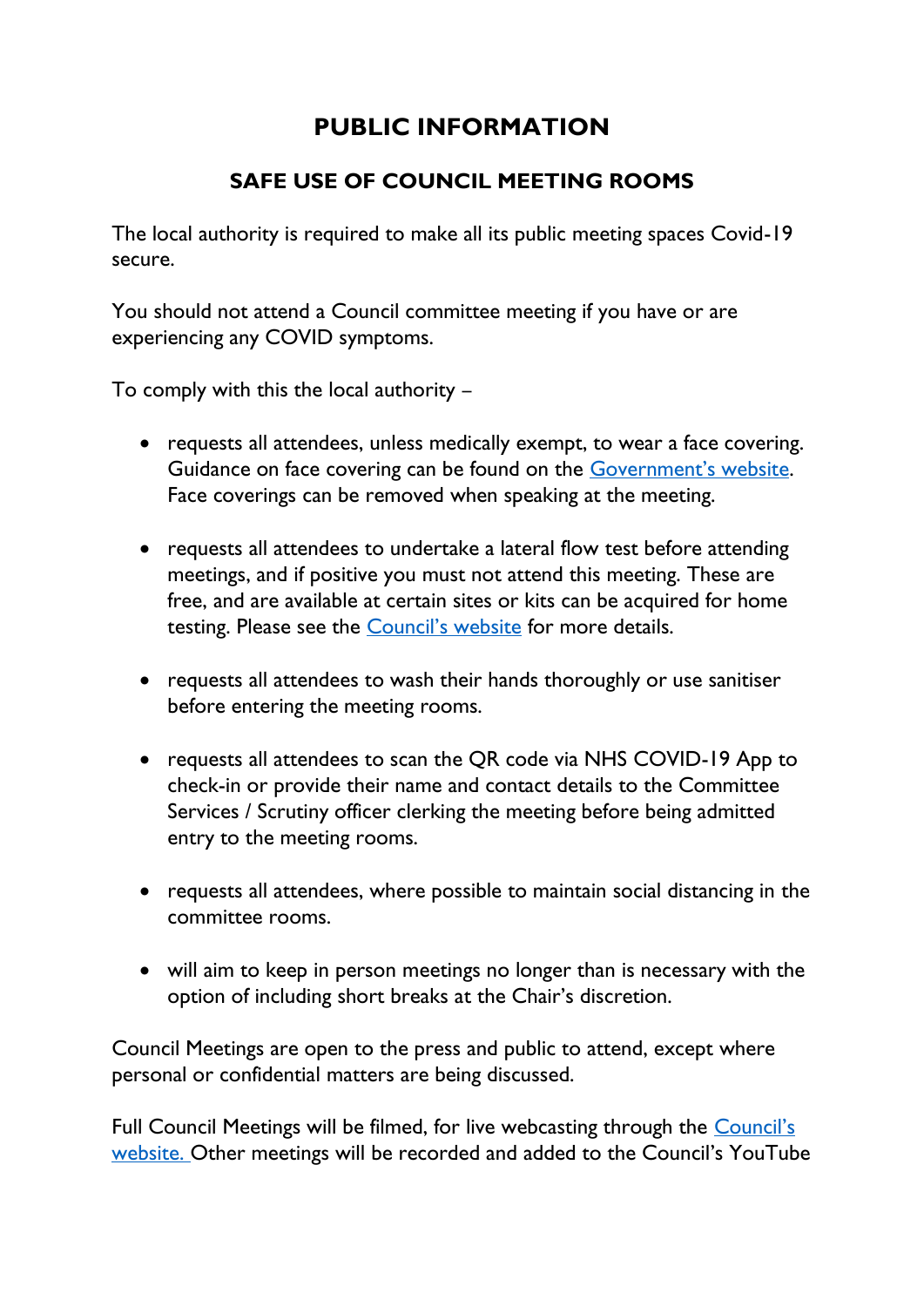# PUBLIC INFORMATION

## SAFE USE OF COUNCIL MEETING ROOMS

The local authority is required to make all its public meeting spaces Covid-19 secure.

You should not attend a Council committee meeting if you have or are experiencing any COVID symptoms.

To comply with this the local authority –

- requests all attendees, unless medically exempt, to wear a face covering. Guidance on face covering can be found on the Government's website. Face coverings can be removed when speaking at the meeting.

- requests all attendees to undertake a lateral flow test before attending meetings, and if positive you must not attend this meeting. These are free, and are available at certain sites or kits can be acquired for home testing. Please see the Council's website for more details.

- requests all attendees to wash their hands thoroughly or use sanitiser before entering the meeting rooms.

- requests all attendees to scan the QR code via NHS COVID-19 App to check-in or provide their name and contact details to the Committee Services / Scrutiny officer clerking the meeting before being admitted entry to the meeting rooms.

- requests all attendees, where possible to maintain social distancing in the committee rooms.

- will aim to keep in person meetings no longer than is necessary with the option of including short breaks at the Chair's discretion.

Council Meetings are open to the press and public to attend, except where personal or confidential matters are being discussed.

Full Council Meetings will be filmed, for live webcasting through the Council's website. Other meetings will be recorded and added to the Council's YouTube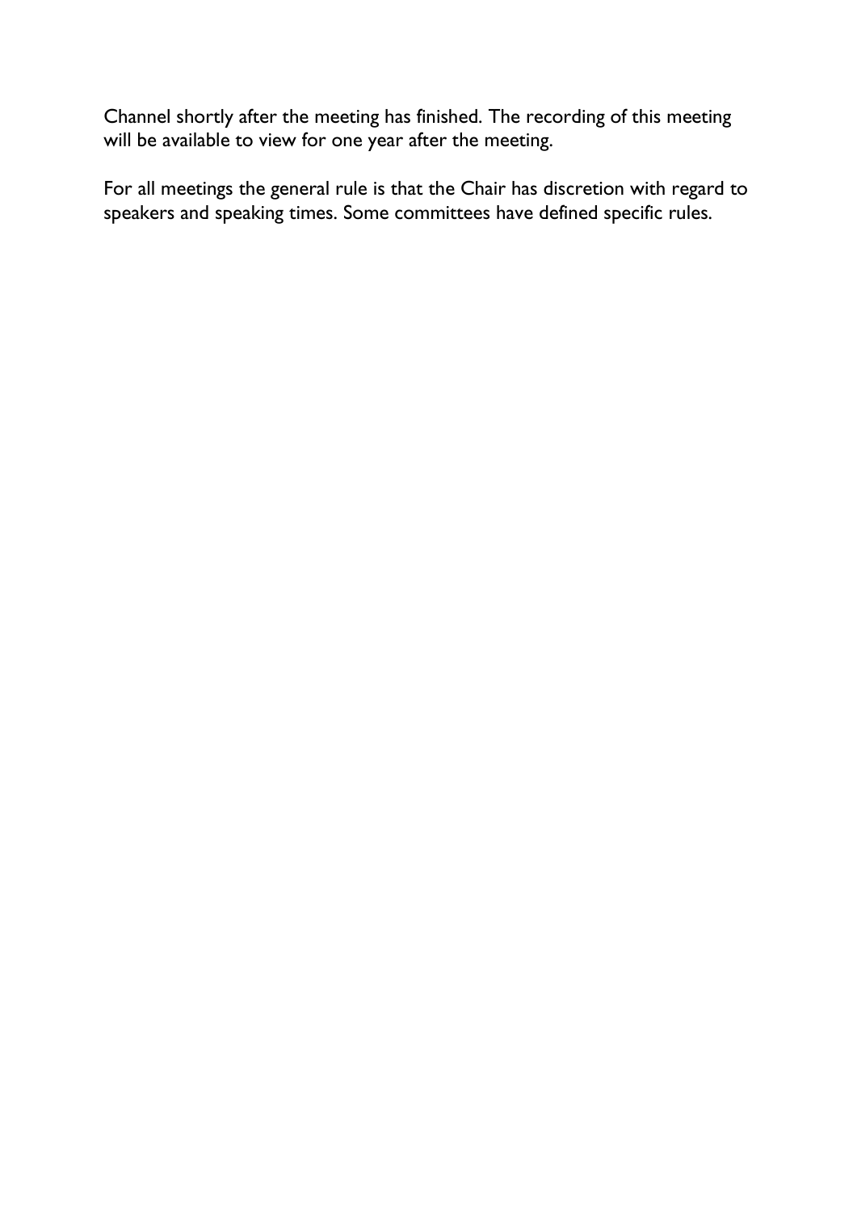Channel shortly after the meeting has finished. The recording of this meeting will be available to view for one year after the meeting.

For all meetings the general rule is that the Chair has discretion with regard to speakers and speaking times. Some committees have defined specific rules.